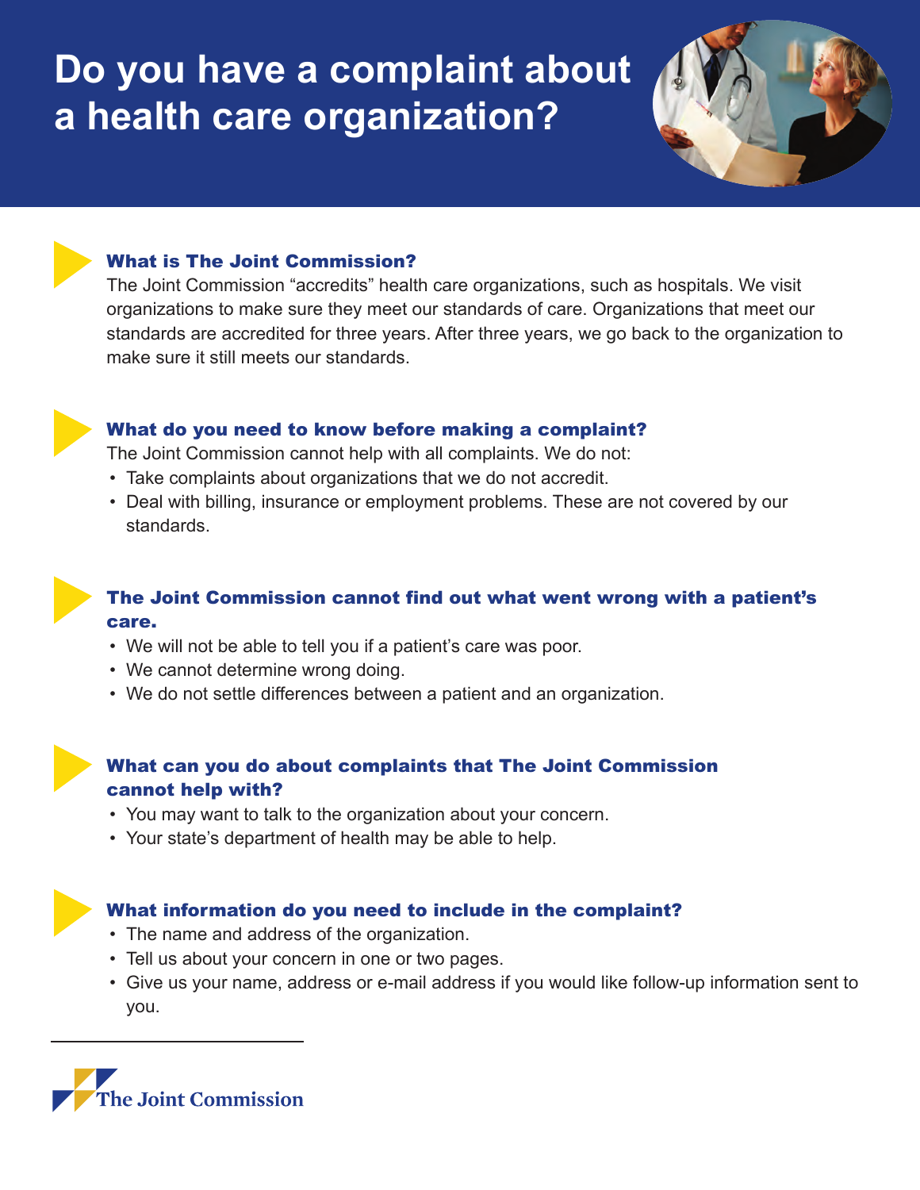# Do you have a complaint about a health care organization?

## What is The Joint Commission?

The Joint Commission "accredits" health care organizations, such as hospitals. We visit organizations to make sure they meet our standards of care. Organizations that meet our standards are accredited for three years. After three years, we go back to the organization to make sure it still meets our standards.

## What do you need to know before making a complaint?

The Joint Commission cannot help with all complaints. We do not:

- Take complaints about organizations that we do not accredit.
- Deal with billing, insurance or employment problems. These are not covered by our standards.

## The Joint Commission cannot find out what went wrong with a patient's care.

- We will not be able to tell you if a patient's care was poor.
- We cannot determine wrong doing.
- We do not settle differences between a patient and an organization.

## What can you do about complaints that The Joint Commission cannot help with?

- You may want to talk to the organization about your concern.
- Your state's department of health may be able to help.

## What information do you need to include in the complaint?

- The name and address of the organization.
- Tell us about your concern in one or two pages.
- Give us your name, address or e-mail address if you would like follow-up information sent to you.

The Joint Commission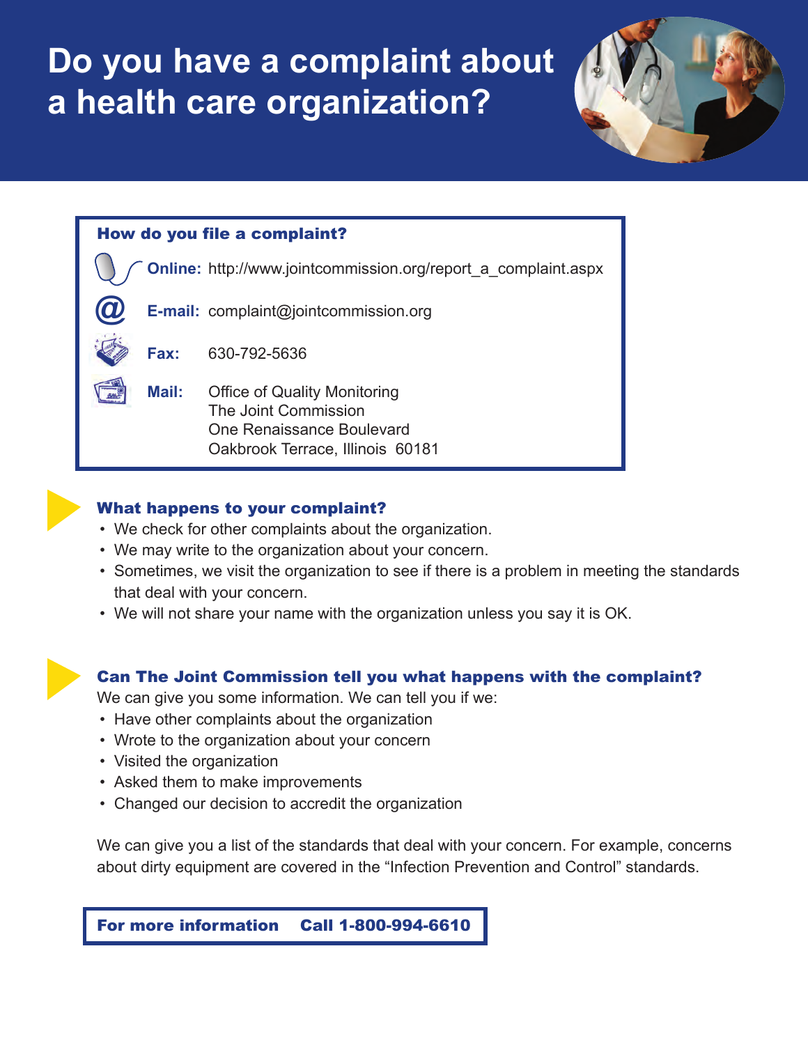# Do you have a complaint about a health care organization?

## How do you file a complaint?

**Online:** http://www.jointcommission.org/report_a_complaint.aspx

**E-mail:** complaint@jointcommission.org

**Fax:** 630-792-5636

**Mail:** Office of Quality Monitoring
The Joint Commission
One Renaissance Boulevard
Oakbrook Terrace, Illinois 60181

## What happens to your complaint?

- We check for other complaints about the organization.
- We may write to the organization about your concern.
- Sometimes, we visit the organization to see if there is a problem in meeting the standards that deal with your concern.
- We will not share your name with the organization unless you say it is OK.

## Can The Joint Commission tell you what happens with the complaint?

We can give you some information. We can tell you if we:

- Have other complaints about the organization
- Wrote to the organization about your concern
- Visited the organization
- Asked them to make improvements
- Changed our decision to accredit the organization

We can give you a list of the standards that deal with your concern. For example, concerns about dirty equipment are covered in the "Infection Prevention and Control" standards.

**For more information Call 1-800-994-6610**